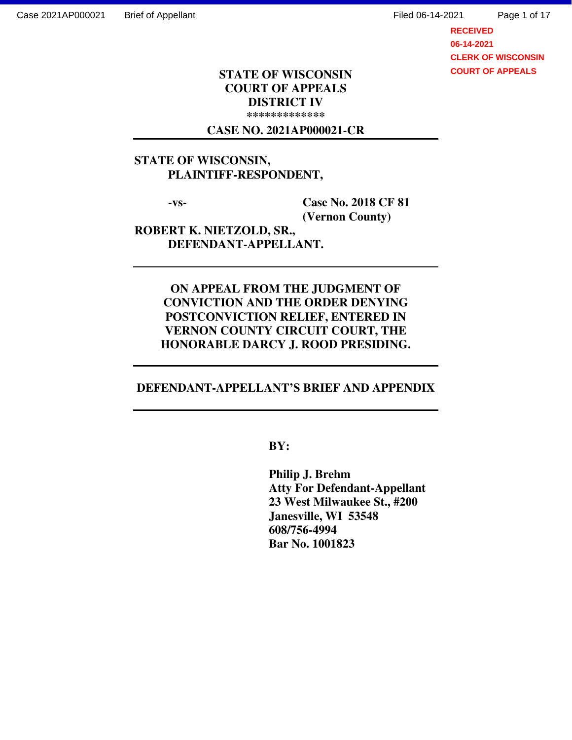**STATE OF WISCONSIN**
**COURT OF APPEALS**
**DISTRICT IV**
**\*\*\*\*\*\*\*\*\*\*\*\*\***

**CASE NO. 2021AP000021-CR**

---

**STATE OF WISCONSIN,**
**PLAINTIFF-RESPONDENT,**

**-vs-** **Case No. 2018 CF 81 (Vernon County)**

**ROBERT K. NIETZOLD, SR.,**
**DEFENDANT-APPELLANT.**

---

**ON APPEAL FROM THE JUDGMENT OF CONVICTION AND THE ORDER DENYING POSTCONVICTION RELIEF, ENTERED IN VERNON COUNTY CIRCUIT COURT, THE HONORABLE DARCY J. ROOD PRESIDING.**

---

**DEFENDANT-APPELLANT'S BRIEF AND APPENDIX**

---

**BY:**

**Philip J. Brehm**
**Atty For Defendant-Appellant**
**23 West Milwaukee St., #200**
**Janesville, WI 53548**
**608/756-4994**
**Bar No. 1001823**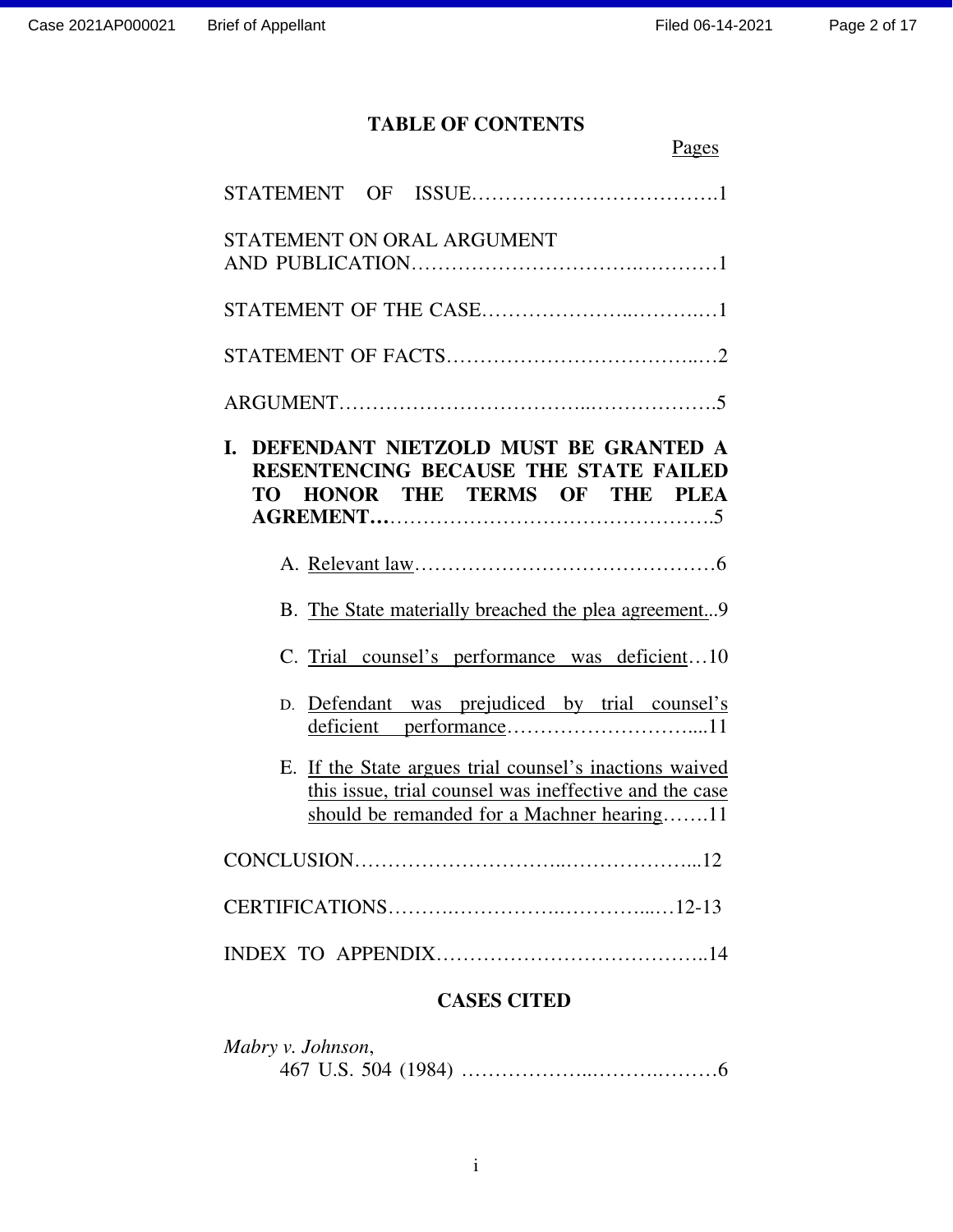## TABLE OF CONTENTS

Pages

STATEMENT OF ISSUE……………………………….1

STATEMENT ON ORAL ARGUMENT AND PUBLICATION…………………………….…………1

STATEMENT OF THE CASE………………..……….…1

STATEMENT OF FACTS……………………………..…2

ARGUMENT……………………………...……………….5

**I. DEFENDANT NIETZOLD MUST BE GRANTED A RESENTENCING BECAUSE THE STATE FAILED TO HONOR THE TERMS OF THE PLEA AGREMENT…**……………………………………….5

A. Relevant law………………………………………6

B. The State materially breached the plea agreement..9

C. Trial counsel's performance was deficient…10

D. Defendant was prejudiced by trial counsel's deficient performance………………………....11

E. If the State argues trial counsel's inactions waived this issue, trial counsel was ineffective and the case should be remanded for a Machner hearing…….11

CONCLUSION…………………………..………………...12

CERTIFICATIONS……….…………….…………...…12-13

INDEX TO APPENDIX…………………………………..14

## CASES CITED

*Mabry v. Johnson*,
467 U.S. 504 (1984) ………………..……….………6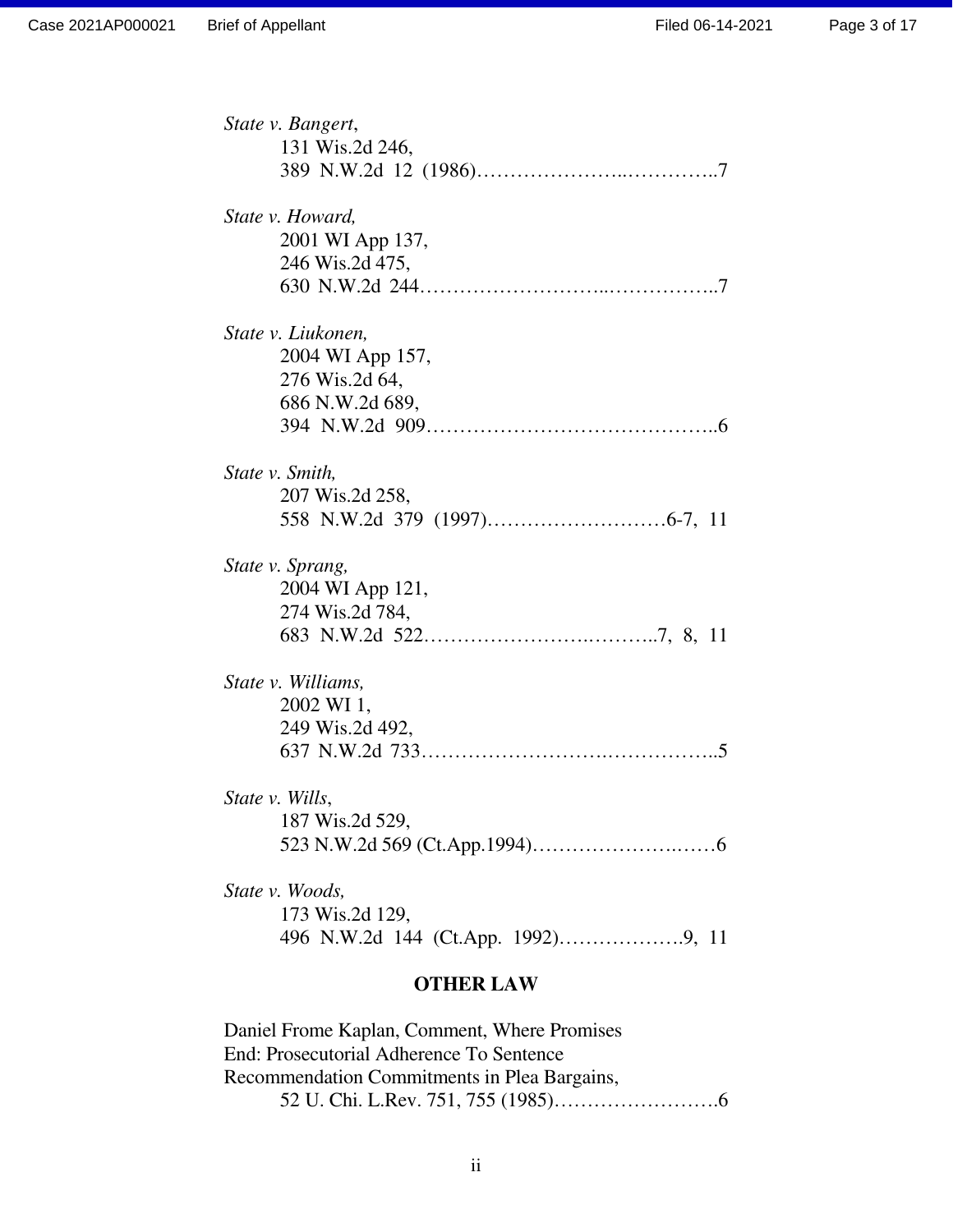*State v. Bangert*,
131 Wis.2d 246,
389 N.W.2d 12 (1986)…………………..…………..7

*State v. Howard,*
2001 WI App 137,
246 Wis.2d 475,
630 N.W.2d 244………………………..……………..7

*State v. Liukonen,*
2004 WI App 157,
276 Wis.2d 64,
686 N.W.2d 689,
394 N.W.2d 909……………………………………..6

*State v. Smith,*
207 Wis.2d 258,
558 N.W.2d 379 (1997)………………….……6-7, 11

*State v. Sprang,*
2004 WI App 121,
274 Wis.2d 784,
683 N.W.2d 522…………………….………..7, 8, 11

*State v. Williams,*
2002 WI 1,
249 Wis.2d 492,
637 N.W.2d 733……………………….……………..5

*State v. Wills*,
187 Wis.2d 529,
523 N.W.2d 569 (Ct.App.1994)…………………..……6

*State v. Woods,*
173 Wis.2d 129,
496 N.W.2d 144 (Ct.App. 1992)……………….9, 11

**OTHER LAW**

Daniel Frome Kaplan, Comment, Where Promises End: Prosecutorial Adherence To Sentence Recommendation Commitments in Plea Bargains,
52 U. Chi. L.Rev. 751, 755 (1985)…………………….6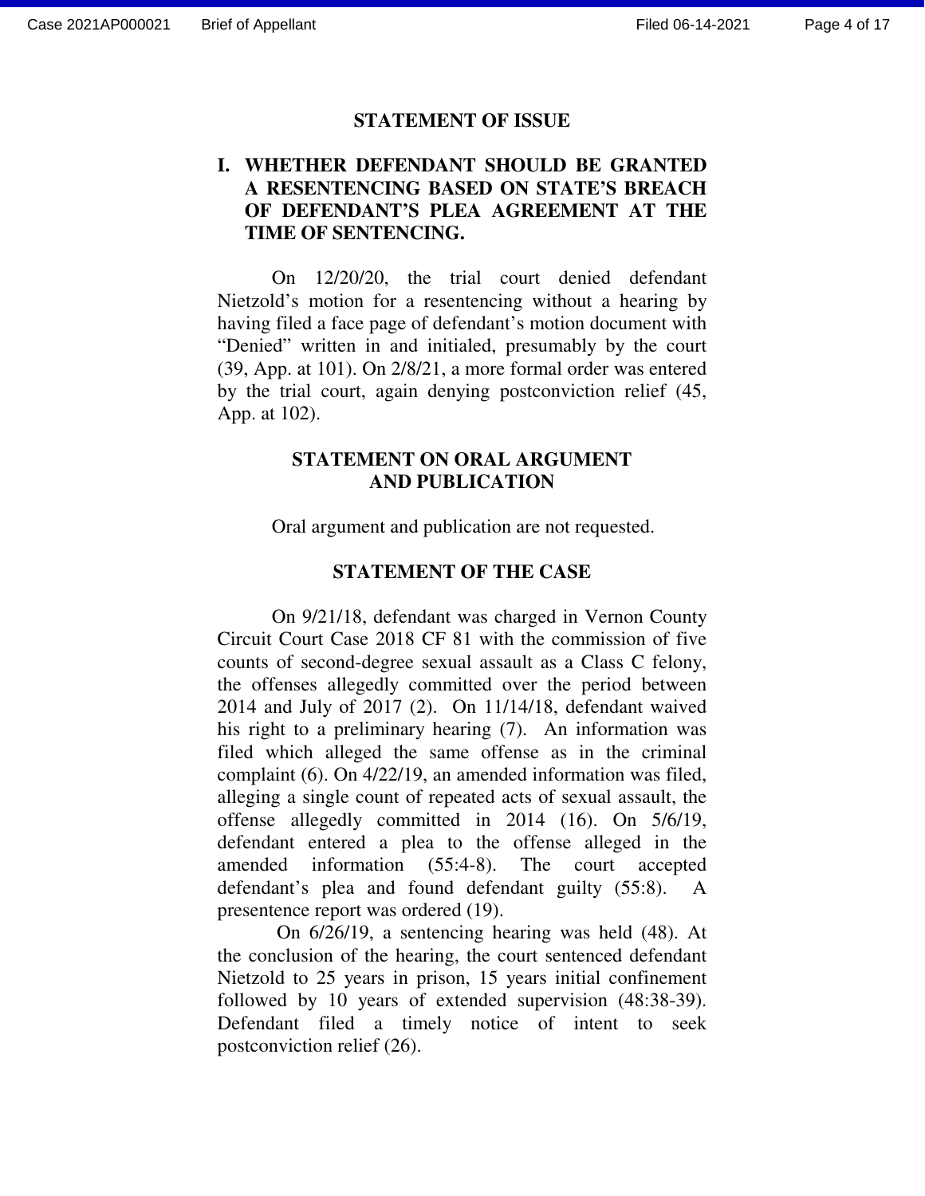## STATEMENT OF ISSUE

**I. WHETHER DEFENDANT SHOULD BE GRANTED A RESENTENCING BASED ON STATE'S BREACH OF DEFENDANT'S PLEA AGREEMENT AT THE TIME OF SENTENCING.**

On 12/20/20, the trial court denied defendant Nietzold's motion for a resentencing without a hearing by having filed a face page of defendant's motion document with "Denied" written in and initialed, presumably by the court (39, App. at 101). On 2/8/21, a more formal order was entered by the trial court, again denying postconviction relief (45, App. at 102).

## STATEMENT ON ORAL ARGUMENT AND PUBLICATION

Oral argument and publication are not requested.

## STATEMENT OF THE CASE

On 9/21/18, defendant was charged in Vernon County Circuit Court Case 2018 CF 81 with the commission of five counts of second-degree sexual assault as a Class C felony, the offenses allegedly committed over the period between 2014 and July of 2017 (2). On 11/14/18, defendant waived his right to a preliminary hearing (7). An information was filed which alleged the same offense as in the criminal complaint (6). On 4/22/19, an amended information was filed, alleging a single count of repeated acts of sexual assault, the offense allegedly committed in 2014 (16). On 5/6/19, defendant entered a plea to the offense alleged in the amended information (55:4-8). The court accepted defendant's plea and found defendant guilty (55:8). A presentence report was ordered (19).

On 6/26/19, a sentencing hearing was held (48). At the conclusion of the hearing, the court sentenced defendant Nietzold to 25 years in prison, 15 years initial confinement followed by 10 years of extended supervision (48:38-39). Defendant filed a timely notice of intent to seek postconviction relief (26).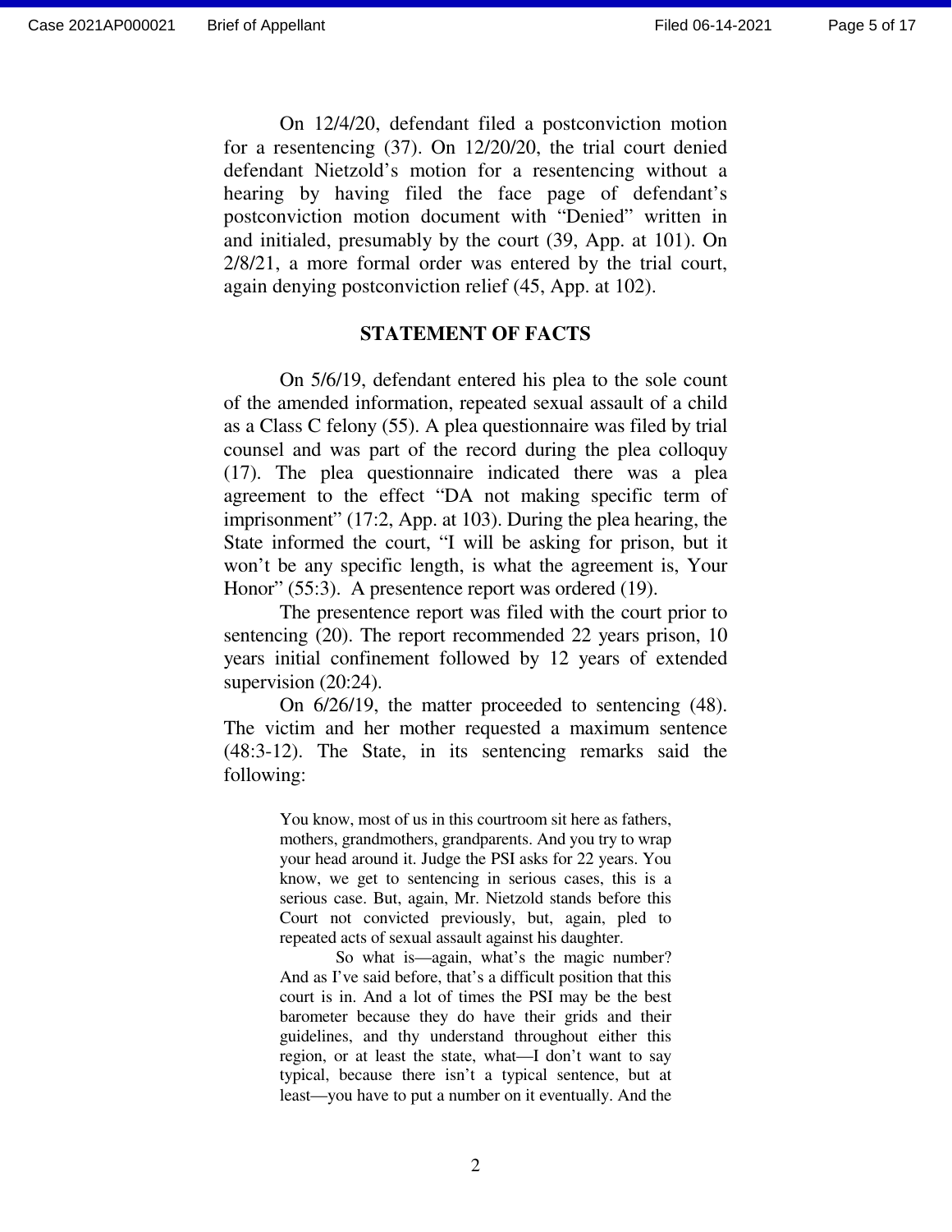On 12/4/20, defendant filed a postconviction motion for a resentencing (37). On 12/20/20, the trial court denied defendant Nietzold's motion for a resentencing without a hearing by having filed the face page of defendant's postconviction motion document with "Denied" written in and initialed, presumably by the court (39, App. at 101). On 2/8/21, a more formal order was entered by the trial court, again denying postconviction relief (45, App. at 102).

## STATEMENT OF FACTS

On 5/6/19, defendant entered his plea to the sole count of the amended information, repeated sexual assault of a child as a Class C felony (55). A plea questionnaire was filed by trial counsel and was part of the record during the plea colloquy (17). The plea questionnaire indicated there was a plea agreement to the effect "DA not making specific term of imprisonment" (17:2, App. at 103). During the plea hearing, the State informed the court, "I will be asking for prison, but it won't be any specific length, is what the agreement is, Your Honor" (55:3). A presentence report was ordered (19).

The presentence report was filed with the court prior to sentencing (20). The report recommended 22 years prison, 10 years initial confinement followed by 12 years of extended supervision (20:24).

On 6/26/19, the matter proceeded to sentencing (48). The victim and her mother requested a maximum sentence (48:3-12). The State, in its sentencing remarks said the following:

> You know, most of us in this courtroom sit here as fathers, mothers, grandmothers, grandparents. And you try to wrap your head around it. Judge the PSI asks for 22 years. You know, we get to sentencing in serious cases, this is a serious case. But, again, Mr. Nietzold stands before this Court not convicted previously, but, again, pled to repeated acts of sexual assault against his daughter.
>
> So what is—again, what's the magic number? And as I've said before, that's a difficult position that this court is in. And a lot of times the PSI may be the best barometer because they do have their grids and their guidelines, and thy understand throughout either this region, or at least the state, what—I don't want to say typical, because there isn't a typical sentence, but at least—you have to put a number on it eventually. And the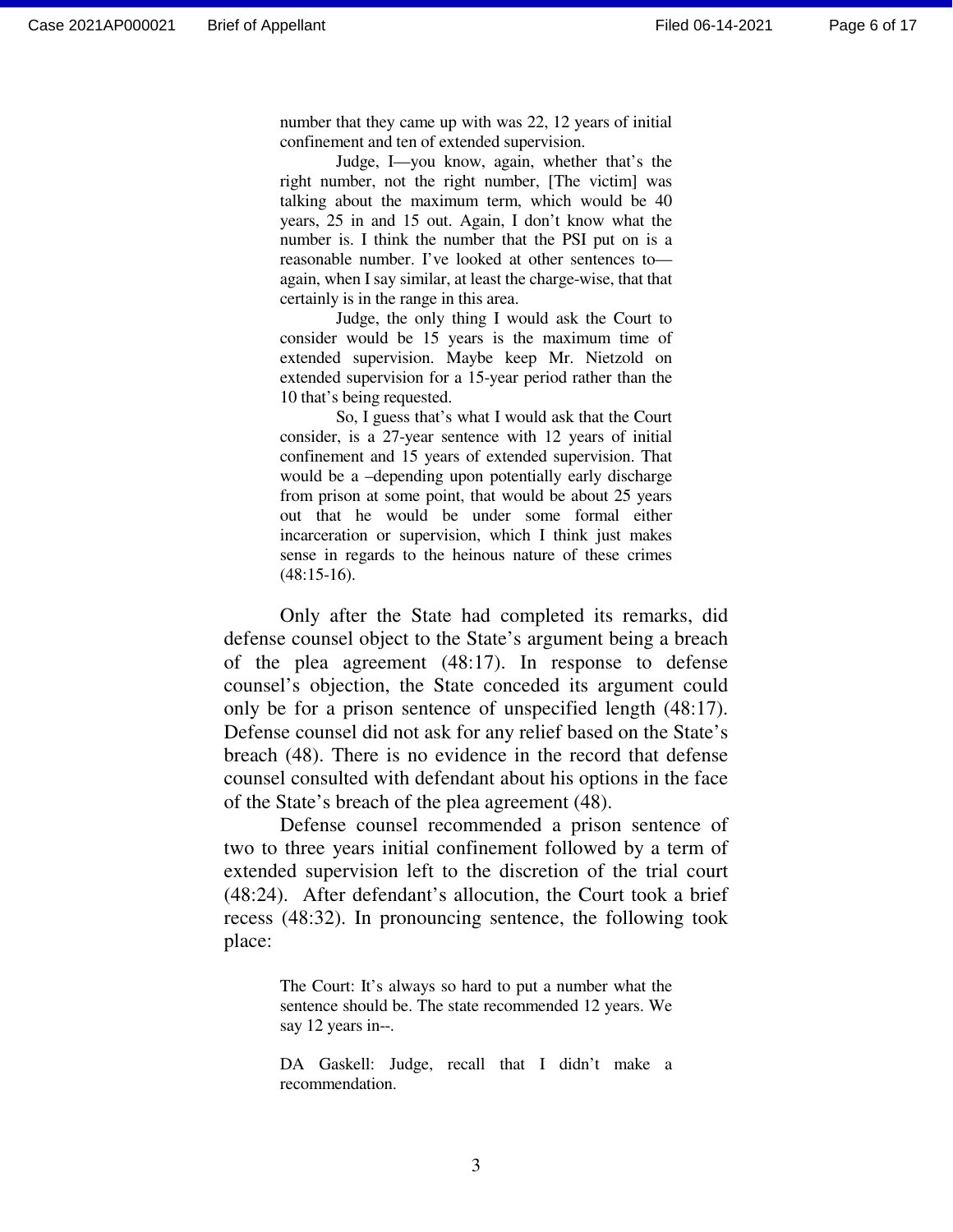> number that they came up with was 22, 12 years of initial confinement and ten of extended supervision.
>
> Judge, I—you know, again, whether that's the right number, not the right number, [The victim] was talking about the maximum term, which would be 40 years, 25 in and 15 out. Again, I don't know what the number is. I think the number that the PSI put on is a reasonable number. I've looked at other sentences to—again, when I say similar, at least the charge-wise, that that certainly is in the range in this area.
>
> Judge, the only thing I would ask the Court to consider would be 15 years is the maximum time of extended supervision. Maybe keep Mr. Nietzold on extended supervision for a 15-year period rather than the 10 that's being requested.
>
> So, I guess that's what I would ask that the Court consider, is a 27-year sentence with 12 years of initial confinement and 15 years of extended supervision. That would be a –depending upon potentially early discharge from prison at some point, that would be about 25 years out that he would be under some formal either incarceration or supervision, which I think just makes sense in regards to the heinous nature of these crimes (48:15-16).

Only after the State had completed its remarks, did defense counsel object to the State's argument being a breach of the plea agreement (48:17). In response to defense counsel's objection, the State conceded its argument could only be for a prison sentence of unspecified length (48:17). Defense counsel did not ask for any relief based on the State's breach (48). There is no evidence in the record that defense counsel consulted with defendant about his options in the face of the State's breach of the plea agreement (48).

Defense counsel recommended a prison sentence of two to three years initial confinement followed by a term of extended supervision left to the discretion of the trial court (48:24). After defendant's allocution, the Court took a brief recess (48:32). In pronouncing sentence, the following took place:

> The Court: It's always so hard to put a number what the sentence should be. The state recommended 12 years. We say 12 years in--.
>
> DA Gaskell: Judge, recall that I didn't make a recommendation.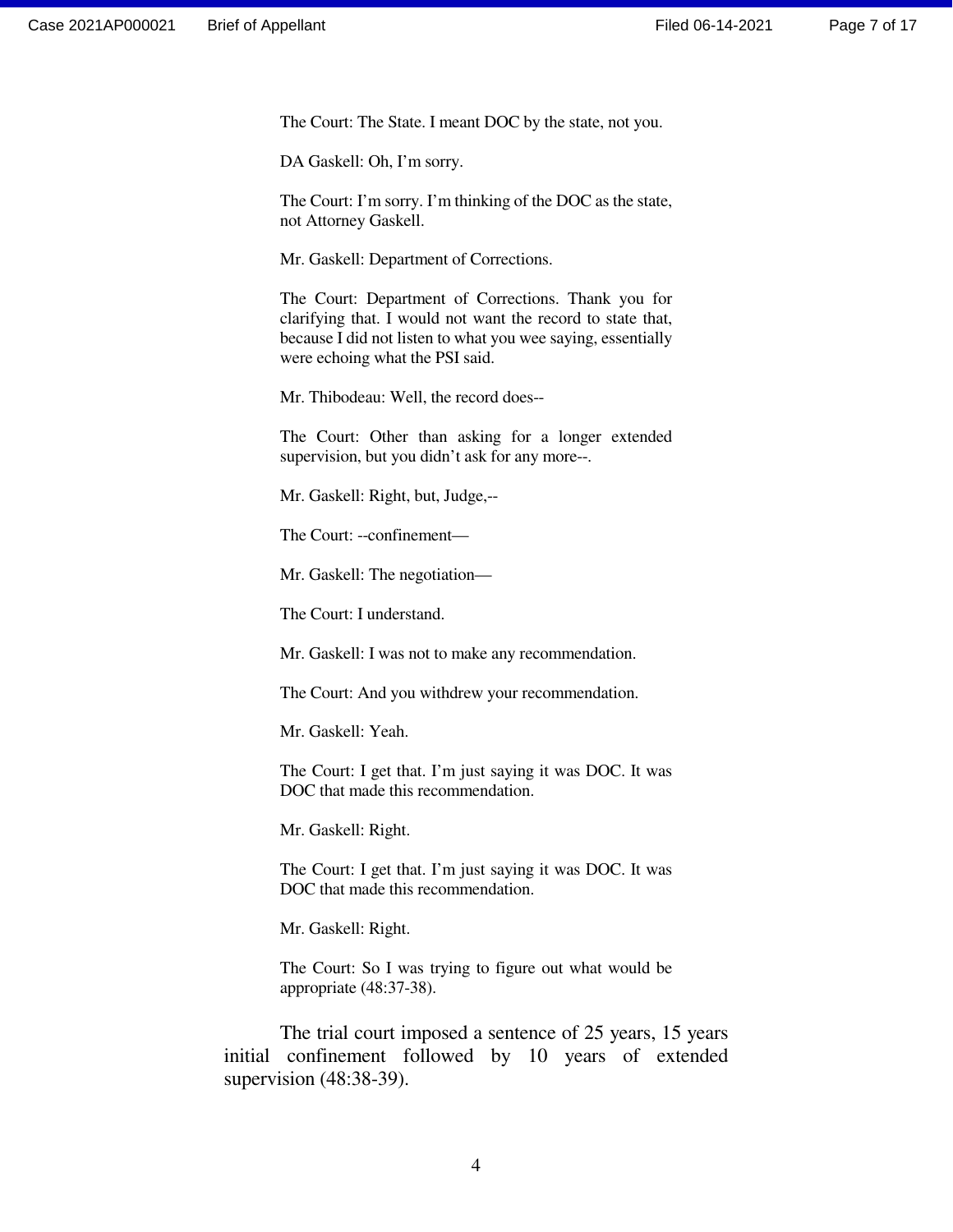> The Court: The State. I meant DOC by the state, not you.
>
> DA Gaskell: Oh, I'm sorry.
>
> The Court: I'm sorry. I'm thinking of the DOC as the state, not Attorney Gaskell.
>
> Mr. Gaskell: Department of Corrections.
>
> The Court: Department of Corrections. Thank you for clarifying that. I would not want the record to state that, because I did not listen to what you wee saying, essentially were echoing what the PSI said.
>
> Mr. Thibodeau: Well, the record does--
>
> The Court: Other than asking for a longer extended supervision, but you didn't ask for any more--.
>
> Mr. Gaskell: Right, but, Judge,--
>
> The Court: --confinement—
>
> Mr. Gaskell: The negotiation—
>
> The Court: I understand.
>
> Mr. Gaskell: I was not to make any recommendation.
>
> The Court: And you withdrew your recommendation.
>
> Mr. Gaskell: Yeah.
>
> The Court: I get that. I'm just saying it was DOC. It was DOC that made this recommendation.
>
> Mr. Gaskell: Right.
>
> The Court: I get that. I'm just saying it was DOC. It was DOC that made this recommendation.
>
> Mr. Gaskell: Right.
>
> The Court: So I was trying to figure out what would be appropriate (48:37-38).

The trial court imposed a sentence of 25 years, 15 years initial confinement followed by 10 years of extended supervision (48:38-39).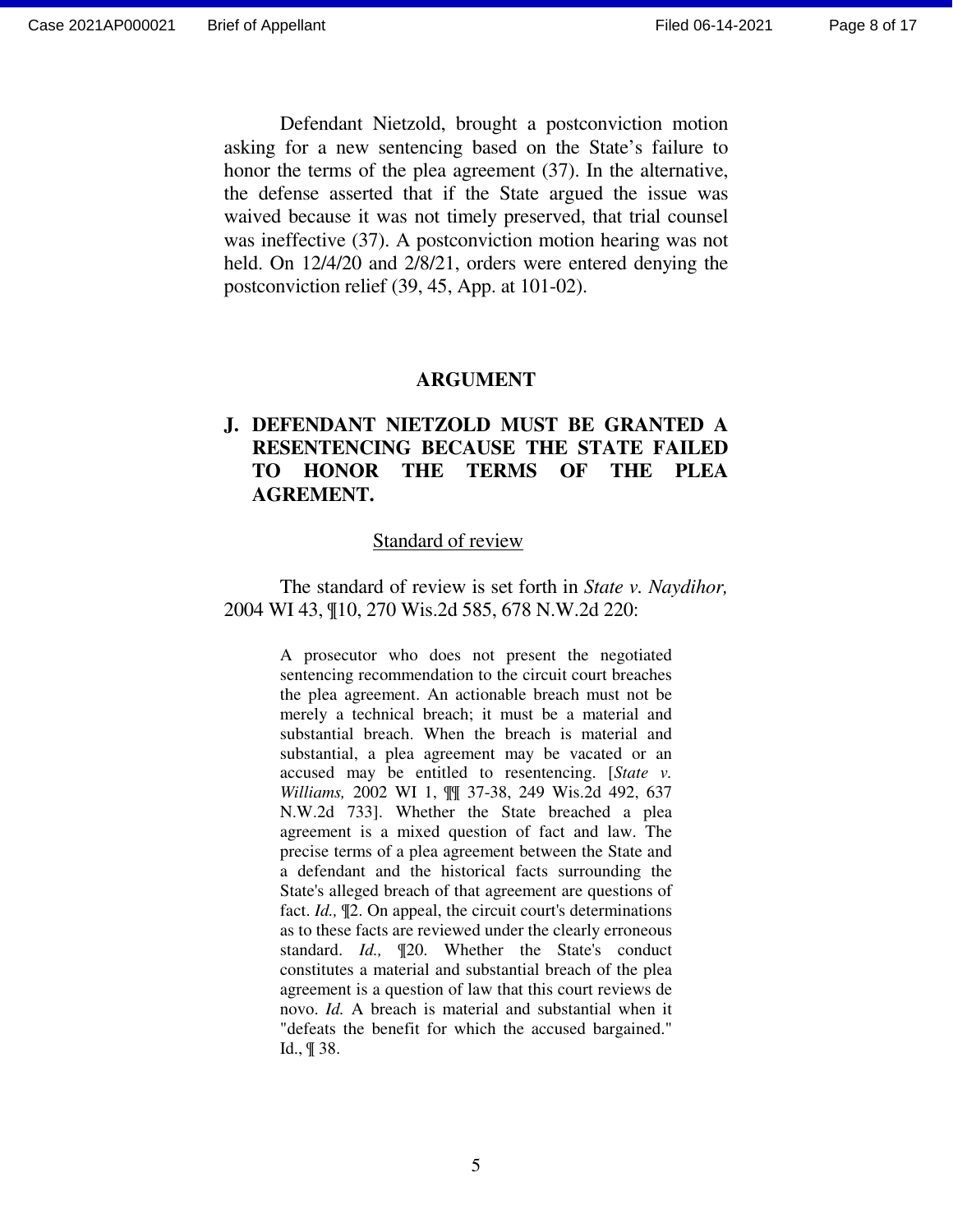Defendant Nietzold, brought a postconviction motion asking for a new sentencing based on the State's failure to honor the terms of the plea agreement (37). In the alternative, the defense asserted that if the State argued the issue was waived because it was not timely preserved, that trial counsel was ineffective (37). A postconviction motion hearing was not held. On 12/4/20 and 2/8/21, orders were entered denying the postconviction relief (39, 45, App. at 101-02).

## ARGUMENT

### J. DEFENDANT NIETZOLD MUST BE GRANTED A RESENTENCING BECAUSE THE STATE FAILED TO HONOR THE TERMS OF THE PLEA AGREMENT.

<u>Standard of review</u>

The standard of review is set forth in *State v. Naydihor,* 2004 WI 43, ¶10, 270 Wis.2d 585, 678 N.W.2d 220:

> A prosecutor who does not present the negotiated sentencing recommendation to the circuit court breaches the plea agreement. An actionable breach must not be merely a technical breach; it must be a material and substantial breach. When the breach is material and substantial, a plea agreement may be vacated or an accused may be entitled to resentencing. [*State v. Williams,* 2002 WI 1, ¶¶ 37-38, 249 Wis.2d 492, 637 N.W.2d 733]. Whether the State breached a plea agreement is a mixed question of fact and law. The precise terms of a plea agreement between the State and a defendant and the historical facts surrounding the State's alleged breach of that agreement are questions of fact. *Id.,* ¶2. On appeal, the circuit court's determinations as to these facts are reviewed under the clearly erroneous standard. *Id.,* ¶20. Whether the State's conduct constitutes a material and substantial breach of the plea agreement is a question of law that this court reviews de novo. *Id.* A breach is material and substantial when it "defeats the benefit for which the accused bargained." Id., ¶ 38.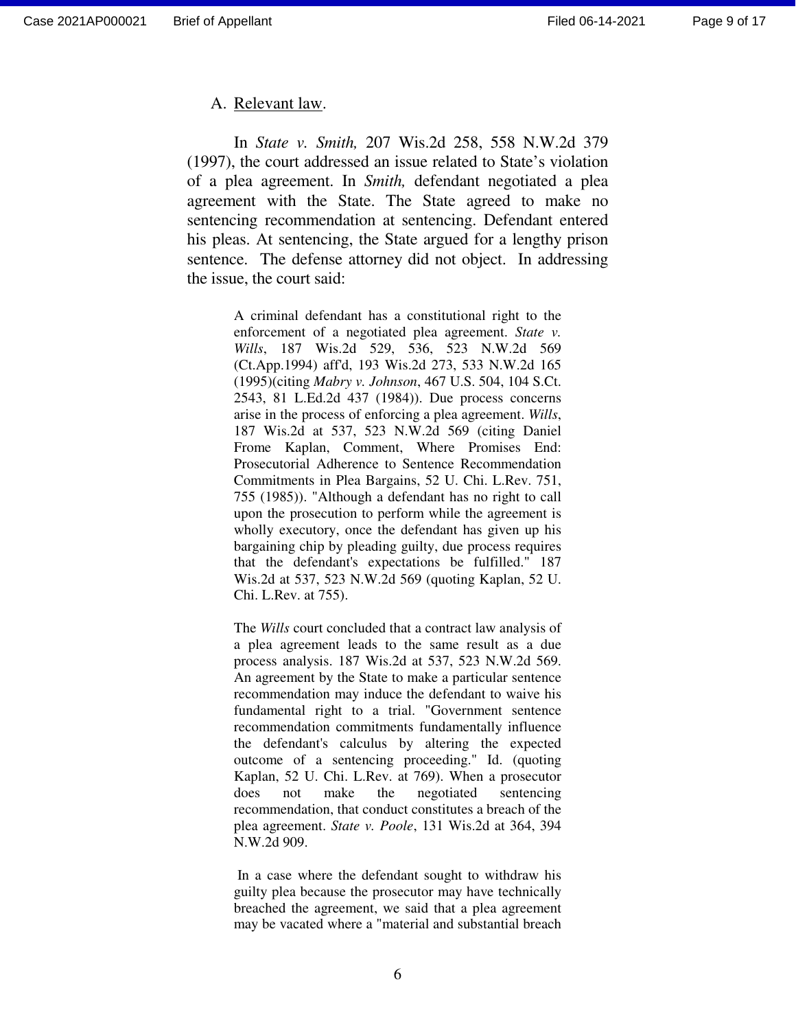A. <u>Relevant law</u>.

In *State v. Smith,* 207 Wis.2d 258, 558 N.W.2d 379 (1997), the court addressed an issue related to State's violation of a plea agreement. In *Smith,* defendant negotiated a plea agreement with the State. The State agreed to make no sentencing recommendation at sentencing. Defendant entered his pleas. At sentencing, the State argued for a lengthy prison sentence. The defense attorney did not object. In addressing the issue, the court said:

> A criminal defendant has a constitutional right to the enforcement of a negotiated plea agreement. *State v. Wills*, 187 Wis.2d 529, 536, 523 N.W.2d 569 (Ct.App.1994) aff'd, 193 Wis.2d 273, 533 N.W.2d 165 (1995)(citing *Mabry v. Johnson*, 467 U.S. 504, 104 S.Ct. 2543, 81 L.Ed.2d 437 (1984)). Due process concerns arise in the process of enforcing a plea agreement. *Wills*, 187 Wis.2d at 537, 523 N.W.2d 569 (citing Daniel Frome Kaplan, Comment, Where Promises End: Prosecutorial Adherence to Sentence Recommendation Commitments in Plea Bargains, 52 U. Chi. L.Rev. 751, 755 (1985)). "Although a defendant has no right to call upon the prosecution to perform while the agreement is wholly executory, once the defendant has given up his bargaining chip by pleading guilty, due process requires that the defendant's expectations be fulfilled." 187 Wis.2d at 537, 523 N.W.2d 569 (quoting Kaplan, 52 U. Chi. L.Rev. at 755).
>
> The *Wills* court concluded that a contract law analysis of a plea agreement leads to the same result as a due process analysis. 187 Wis.2d at 537, 523 N.W.2d 569. An agreement by the State to make a particular sentence recommendation may induce the defendant to waive his fundamental right to a trial. "Government sentence recommendation commitments fundamentally influence the defendant's calculus by altering the expected outcome of a sentencing proceeding." Id. (quoting Kaplan, 52 U. Chi. L.Rev. at 769). When a prosecutor does not make the negotiated sentencing recommendation, that conduct constitutes a breach of the plea agreement. *State v. Poole*, 131 Wis.2d at 364, 394 N.W.2d 909.
>
> In a case where the defendant sought to withdraw his guilty plea because the prosecutor may have technically breached the agreement, we said that a plea agreement may be vacated where a "material and substantial breach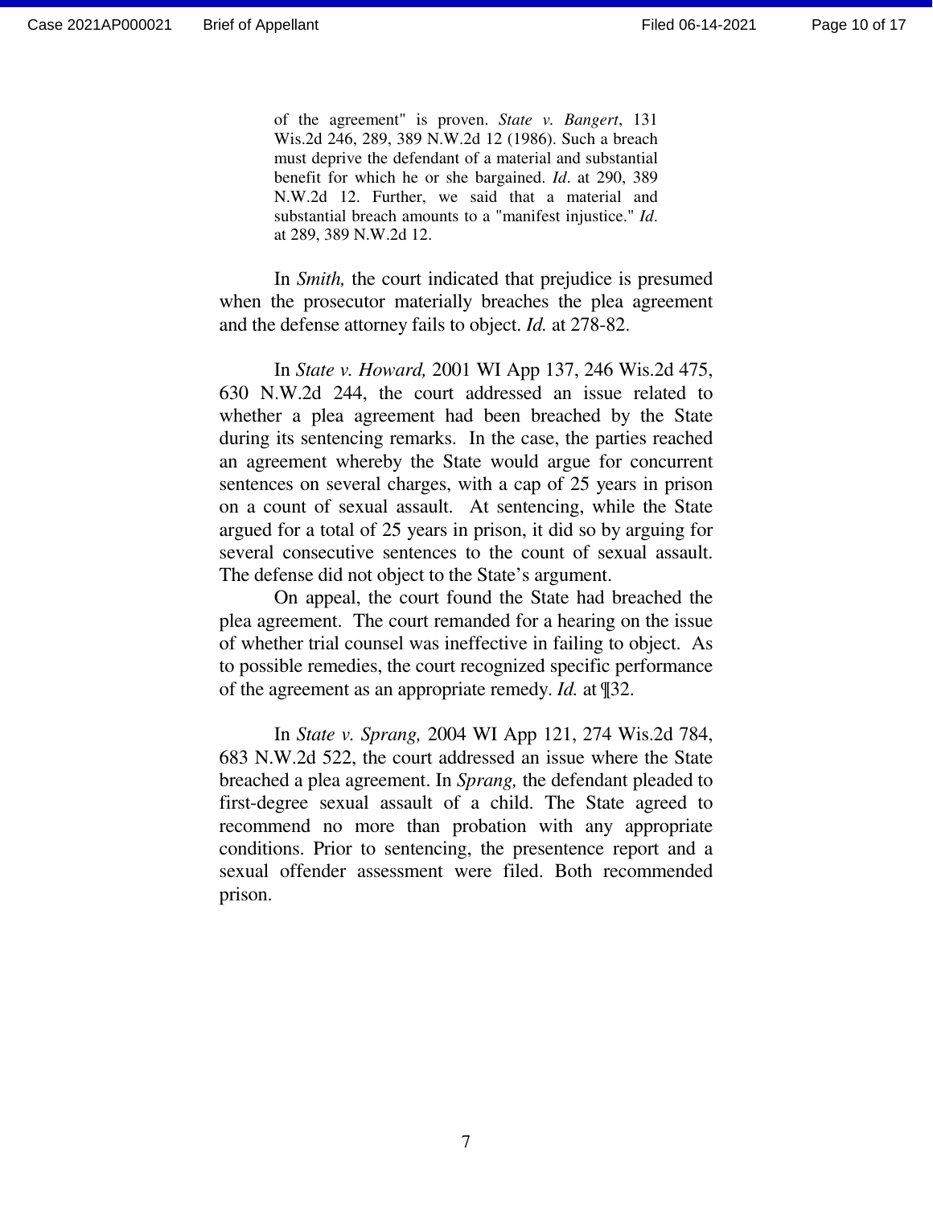> of the agreement" is proven. *State v. Bangert*, 131 Wis.2d 246, 289, 389 N.W.2d 12 (1986). Such a breach must deprive the defendant of a material and substantial benefit for which he or she bargained. *Id*. at 290, 389 N.W.2d 12. Further, we said that a material and substantial breach amounts to a "manifest injustice." *Id*. at 289, 389 N.W.2d 12.

In *Smith,* the court indicated that prejudice is presumed when the prosecutor materially breaches the plea agreement and the defense attorney fails to object. *Id.* at 278-82.

In *State v. Howard,* 2001 WI App 137, 246 Wis.2d 475, 630 N.W.2d 244, the court addressed an issue related to whether a plea agreement had been breached by the State during its sentencing remarks. In the case, the parties reached an agreement whereby the State would argue for concurrent sentences on several charges, with a cap of 25 years in prison on a count of sexual assault. At sentencing, while the State argued for a total of 25 years in prison, it did so by arguing for several consecutive sentences to the count of sexual assault. The defense did not object to the State's argument.

On appeal, the court found the State had breached the plea agreement. The court remanded for a hearing on the issue of whether trial counsel was ineffective in failing to object. As to possible remedies, the court recognized specific performance of the agreement as an appropriate remedy. *Id.* at ¶32.

In *State v. Sprang,* 2004 WI App 121, 274 Wis.2d 784, 683 N.W.2d 522, the court addressed an issue where the State breached a plea agreement. In *Sprang,* the defendant pleaded to first-degree sexual assault of a child. The State agreed to recommend no more than probation with any appropriate conditions. Prior to sentencing, the presentence report and a sexual offender assessment were filed. Both recommended prison.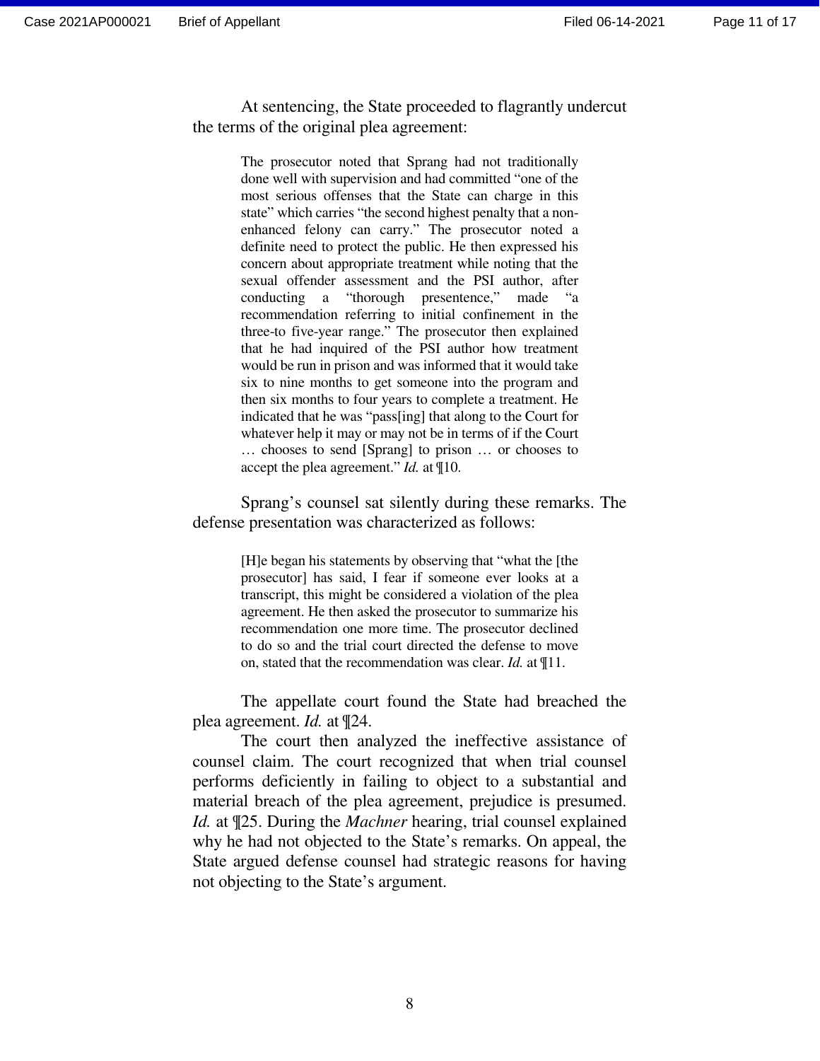At sentencing, the State proceeded to flagrantly undercut the terms of the original plea agreement:

> The prosecutor noted that Sprang had not traditionally done well with supervision and had committed "one of the most serious offenses that the State can charge in this state" which carries "the second highest penalty that a non-enhanced felony can carry." The prosecutor noted a definite need to protect the public. He then expressed his concern about appropriate treatment while noting that the sexual offender assessment and the PSI author, after conducting a "thorough presentence," made "a recommendation referring to initial confinement in the three-to five-year range." The prosecutor then explained that he had inquired of the PSI author how treatment would be run in prison and was informed that it would take six to nine months to get someone into the program and then six months to four years to complete a treatment. He indicated that he was "pass[ing] that along to the Court for whatever help it may or may not be in terms of if the Court … chooses to send [Sprang] to prison … or chooses to accept the plea agreement." *Id.* at ¶10.

Sprang's counsel sat silently during these remarks. The defense presentation was characterized as follows:

> [H]e began his statements by observing that "what the [the prosecutor] has said, I fear if someone ever looks at a transcript, this might be considered a violation of the plea agreement. He then asked the prosecutor to summarize his recommendation one more time. The prosecutor declined to do so and the trial court directed the defense to move on, stated that the recommendation was clear. *Id.* at ¶11.

The appellate court found the State had breached the plea agreement. *Id.* at ¶24.

The court then analyzed the ineffective assistance of counsel claim. The court recognized that when trial counsel performs deficiently in failing to object to a substantial and material breach of the plea agreement, prejudice is presumed. *Id.* at ¶25. During the *Machner* hearing, trial counsel explained why he had not objected to the State's remarks. On appeal, the State argued defense counsel had strategic reasons for having not objecting to the State's argument.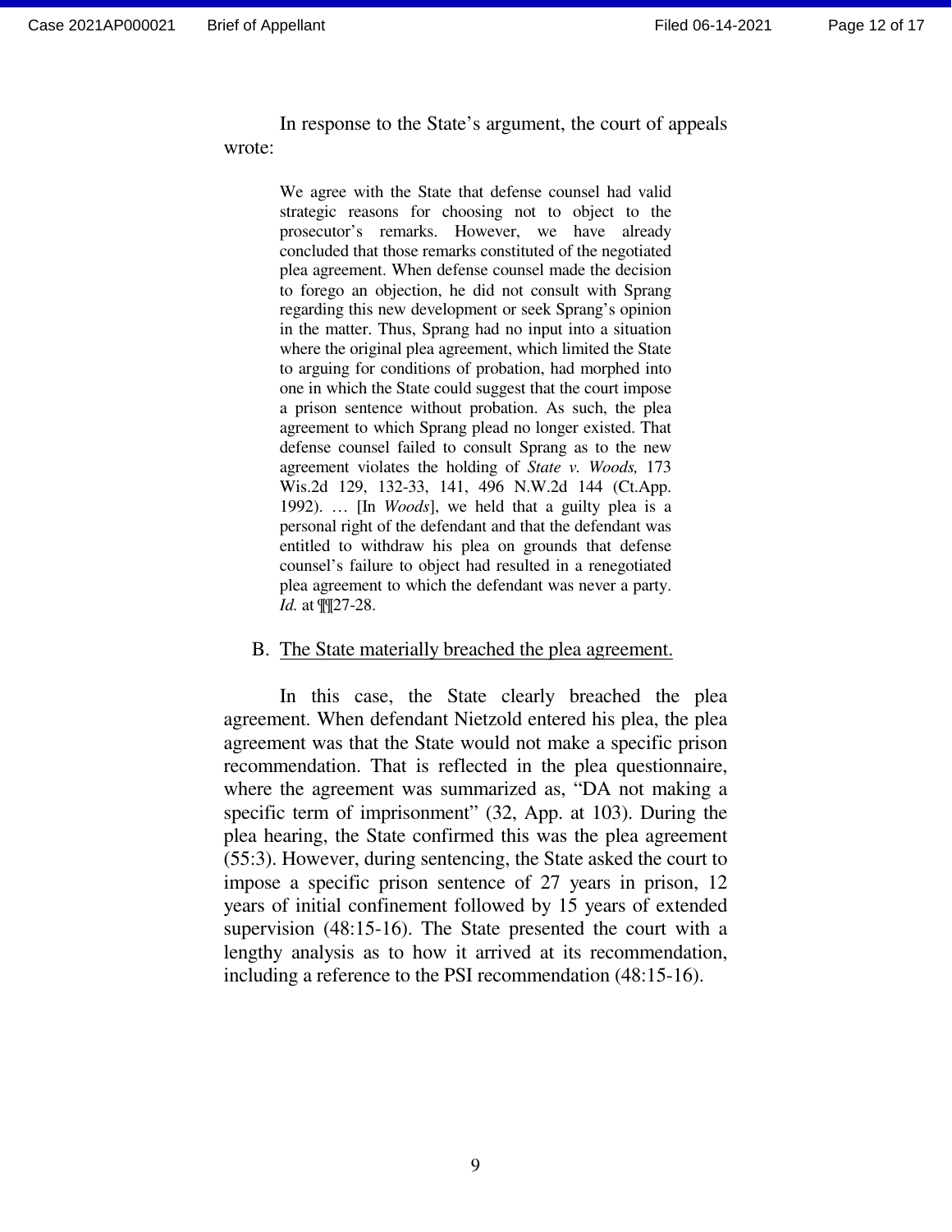In response to the State's argument, the court of appeals wrote:

> We agree with the State that defense counsel had valid strategic reasons for choosing not to object to the prosecutor's remarks. However, we have already concluded that those remarks constituted of the negotiated plea agreement. When defense counsel made the decision to forego an objection, he did not consult with Sprang regarding this new development or seek Sprang's opinion in the matter. Thus, Sprang had no input into a situation where the original plea agreement, which limited the State to arguing for conditions of probation, had morphed into one in which the State could suggest that the court impose a prison sentence without probation. As such, the plea agreement to which Sprang plead no longer existed. That defense counsel failed to consult Sprang as to the new agreement violates the holding of *State v. Woods,* 173 Wis.2d 129, 132-33, 141, 496 N.W.2d 144 (Ct.App. 1992). … [In *Woods*], we held that a guilty plea is a personal right of the defendant and that the defendant was entitled to withdraw his plea on grounds that defense counsel's failure to object had resulted in a renegotiated plea agreement to which the defendant was never a party. *Id.* at ¶¶27-28.

### B. The State materially breached the plea agreement.

In this case, the State clearly breached the plea agreement. When defendant Nietzold entered his plea, the plea agreement was that the State would not make a specific prison recommendation. That is reflected in the plea questionnaire, where the agreement was summarized as, "DA not making a specific term of imprisonment" (32, App. at 103). During the plea hearing, the State confirmed this was the plea agreement (55:3). However, during sentencing, the State asked the court to impose a specific prison sentence of 27 years in prison, 12 years of initial confinement followed by 15 years of extended supervision (48:15-16). The State presented the court with a lengthy analysis as to how it arrived at its recommendation, including a reference to the PSI recommendation (48:15-16).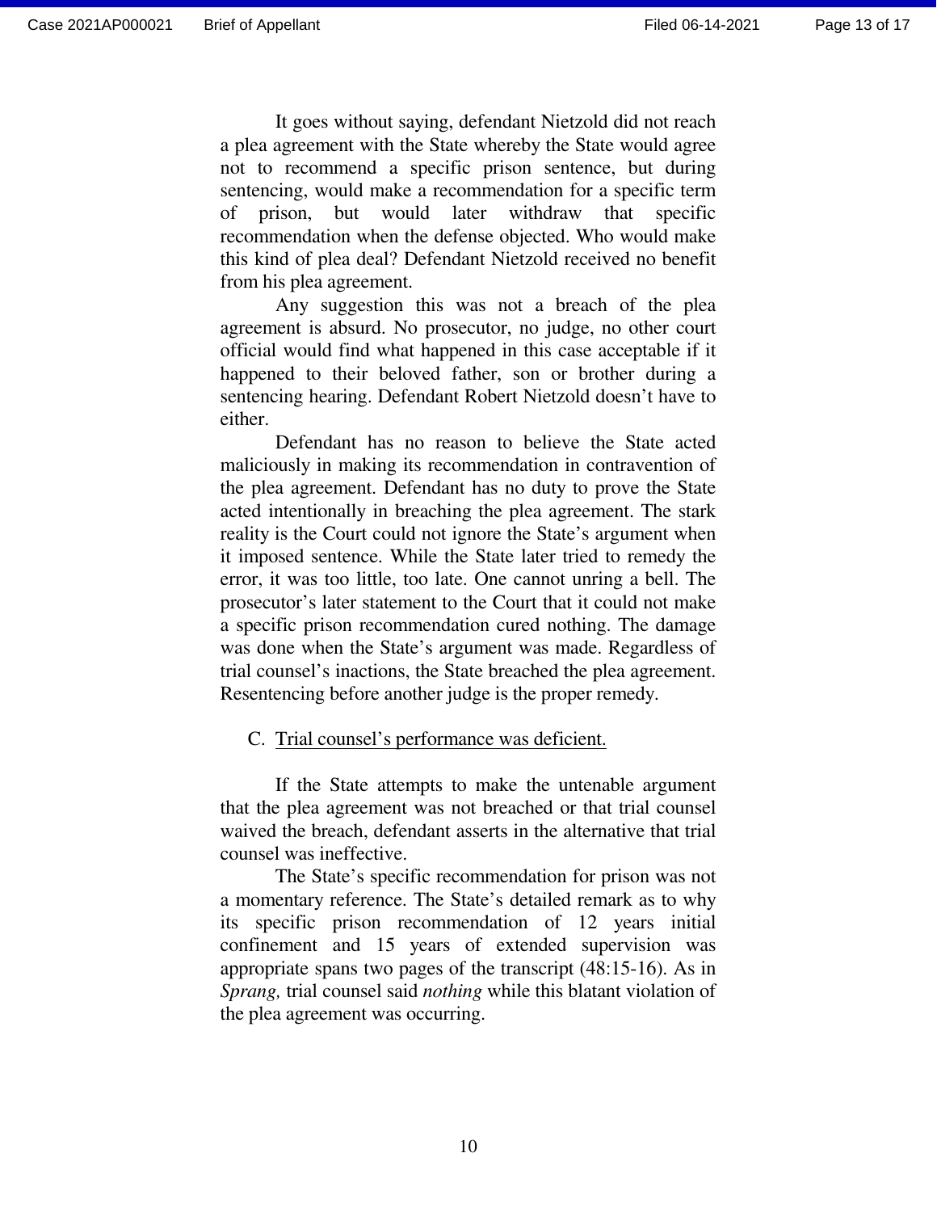It goes without saying, defendant Nietzold did not reach a plea agreement with the State whereby the State would agree not to recommend a specific prison sentence, but during sentencing, would make a recommendation for a specific term of prison, but would later withdraw that specific recommendation when the defense objected. Who would make this kind of plea deal? Defendant Nietzold received no benefit from his plea agreement.

Any suggestion this was not a breach of the plea agreement is absurd. No prosecutor, no judge, no other court official would find what happened in this case acceptable if it happened to their beloved father, son or brother during a sentencing hearing. Defendant Robert Nietzold doesn't have to either.

Defendant has no reason to believe the State acted maliciously in making its recommendation in contravention of the plea agreement. Defendant has no duty to prove the State acted intentionally in breaching the plea agreement. The stark reality is the Court could not ignore the State's argument when it imposed sentence. While the State later tried to remedy the error, it was too little, too late. One cannot unring a bell. The prosecutor's later statement to the Court that it could not make a specific prison recommendation cured nothing. The damage was done when the State's argument was made. Regardless of trial counsel's inactions, the State breached the plea agreement. Resentencing before another judge is the proper remedy.

C. Trial counsel's performance was deficient.

If the State attempts to make the untenable argument that the plea agreement was not breached or that trial counsel waived the breach, defendant asserts in the alternative that trial counsel was ineffective.

The State's specific recommendation for prison was not a momentary reference. The State's detailed remark as to why its specific prison recommendation of 12 years initial confinement and 15 years of extended supervision was appropriate spans two pages of the transcript (48:15-16). As in *Sprang,* trial counsel said *nothing* while this blatant violation of the plea agreement was occurring.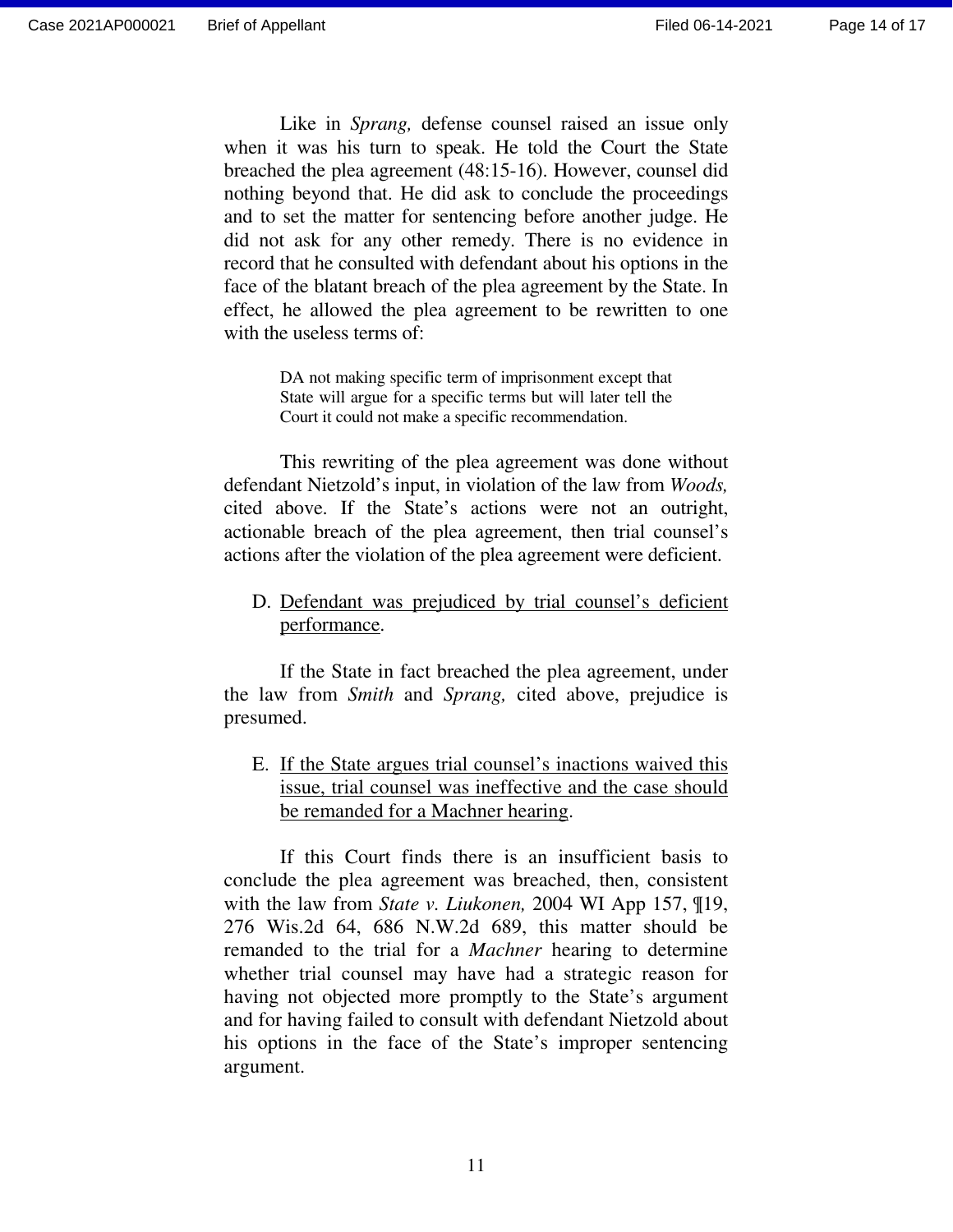Like in *Sprang,* defense counsel raised an issue only when it was his turn to speak. He told the Court the State breached the plea agreement (48:15-16). However, counsel did nothing beyond that. He did ask to conclude the proceedings and to set the matter for sentencing before another judge. He did not ask for any other remedy. There is no evidence in record that he consulted with defendant about his options in the face of the blatant breach of the plea agreement by the State. In effect, he allowed the plea agreement to be rewritten to one with the useless terms of:

> DA not making specific term of imprisonment except that State will argue for a specific terms but will later tell the Court it could not make a specific recommendation.

This rewriting of the plea agreement was done without defendant Nietzold's input, in violation of the law from *Woods,* cited above. If the State's actions were not an outright, actionable breach of the plea agreement, then trial counsel's actions after the violation of the plea agreement were deficient.

D. <u>Defendant was prejudiced by trial counsel's deficient performance</u>.

If the State in fact breached the plea agreement, under the law from *Smith* and *Sprang,* cited above, prejudice is presumed.

E. <u>If the State argues trial counsel's inactions waived this issue, trial counsel was ineffective and the case should be remanded for a Machner hearing</u>.

If this Court finds there is an insufficient basis to conclude the plea agreement was breached, then, consistent with the law from *State v. Liukonen,* 2004 WI App 157, ¶19, 276 Wis.2d 64, 686 N.W.2d 689, this matter should be remanded to the trial for a *Machner* hearing to determine whether trial counsel may have had a strategic reason for having not objected more promptly to the State's argument and for having failed to consult with defendant Nietzold about his options in the face of the State's improper sentencing argument.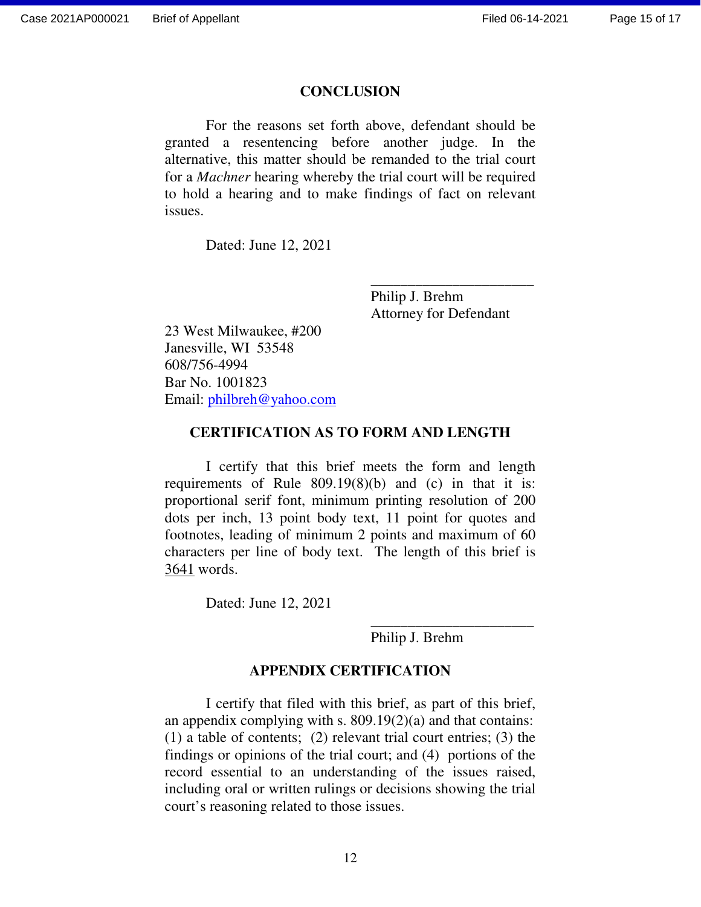## CONCLUSION

For the reasons set forth above, defendant should be granted a resentencing before another judge. In the alternative, this matter should be remanded to the trial court for a *Machner* hearing whereby the trial court will be required to hold a hearing and to make findings of fact on relevant issues.

Dated: June 12, 2021

\_\_\_\_\_\_\_\_\_\_\_\_\_\_\_\_\_\_\_\_\_\_\_\_
Philip J. Brehm
Attorney for Defendant

23 West Milwaukee, #200
Janesville, WI 53548
608/756-4994
Bar No. 1001823
Email: philbreh@yahoo.com

## CERTIFICATION AS TO FORM AND LENGTH

I certify that this brief meets the form and length requirements of Rule 809.19(8)(b) and (c) in that it is: proportional serif font, minimum printing resolution of 200 dots per inch, 13 point body text, 11 point for quotes and footnotes, leading of minimum 2 points and maximum of 60 characters per line of body text. The length of this brief is 3641 words.

Dated: June 12, 2021

\_\_\_\_\_\_\_\_\_\_\_\_\_\_\_\_\_\_\_\_\_\_\_\_
Philip J. Brehm

## APPENDIX CERTIFICATION

I certify that filed with this brief, as part of this brief, an appendix complying with s. 809.19(2)(a) and that contains: (1) a table of contents; (2) relevant trial court entries; (3) the findings or opinions of the trial court; and (4) portions of the record essential to an understanding of the issues raised, including oral or written rulings or decisions showing the trial court's reasoning related to those issues.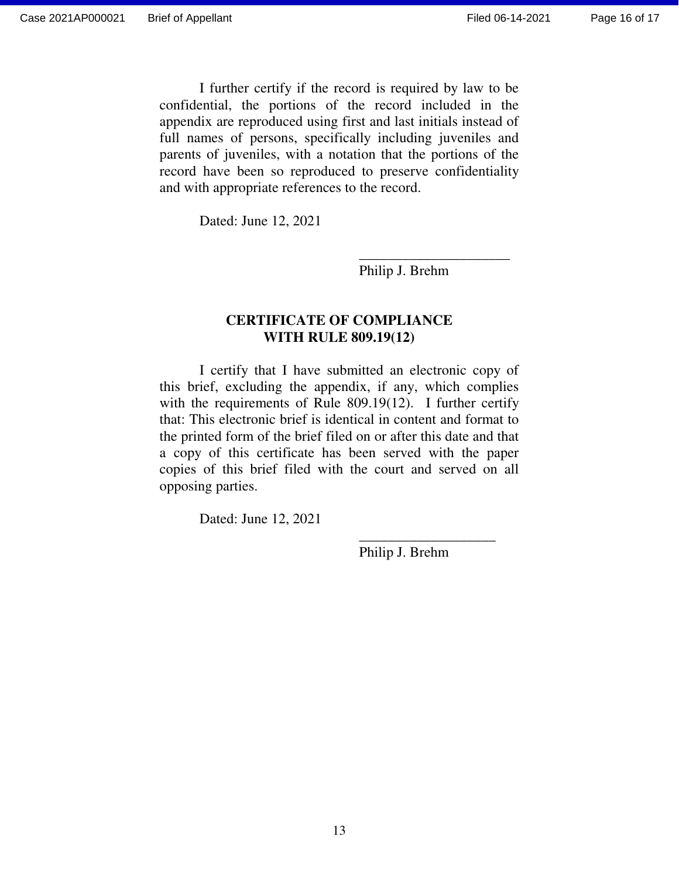I further certify if the record is required by law to be confidential, the portions of the record included in the appendix are reproduced using first and last initials instead of full names of persons, specifically including juveniles and parents of juveniles, with a notation that the portions of the record have been so reproduced to preserve confidentiality and with appropriate references to the record.

Dated: June 12, 2021

_____________________
Philip J. Brehm

**CERTIFICATE OF COMPLIANCE**
**WITH RULE 809.19(12)**

I certify that I have submitted an electronic copy of this brief, excluding the appendix, if any, which complies with the requirements of Rule 809.19(12). I further certify that: This electronic brief is identical in content and format to the printed form of the brief filed on or after this date and that a copy of this certificate has been served with the paper copies of this brief filed with the court and served on all opposing parties.

Dated: June 12, 2021

___________________
Philip J. Brehm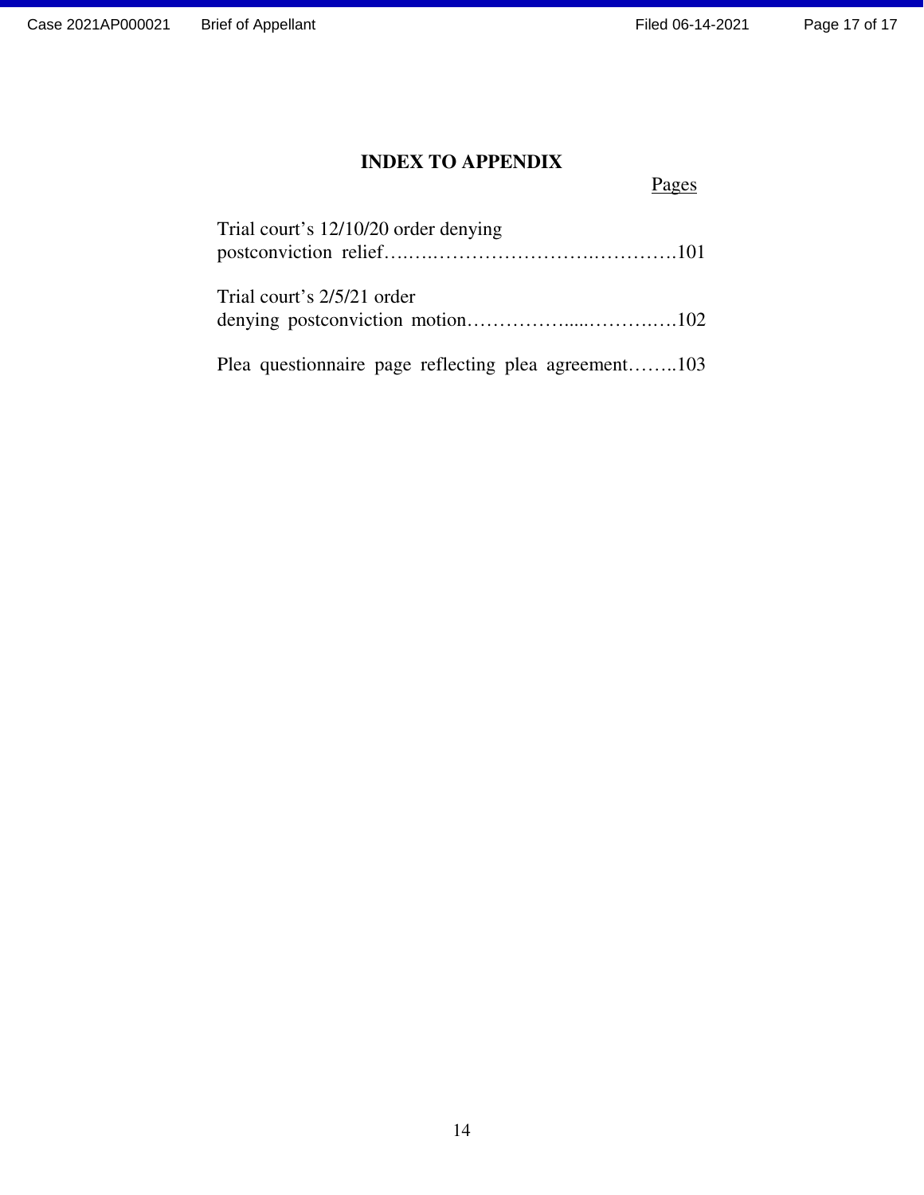# INDEX TO APPENDIX

Pages

Trial court’s 12/10/20 order denying postconviction relief…….…………………….………….101

Trial court’s 2/5/21 order denying postconviction motion……………......……….….102

Plea questionnaire page reflecting plea agreement……..103